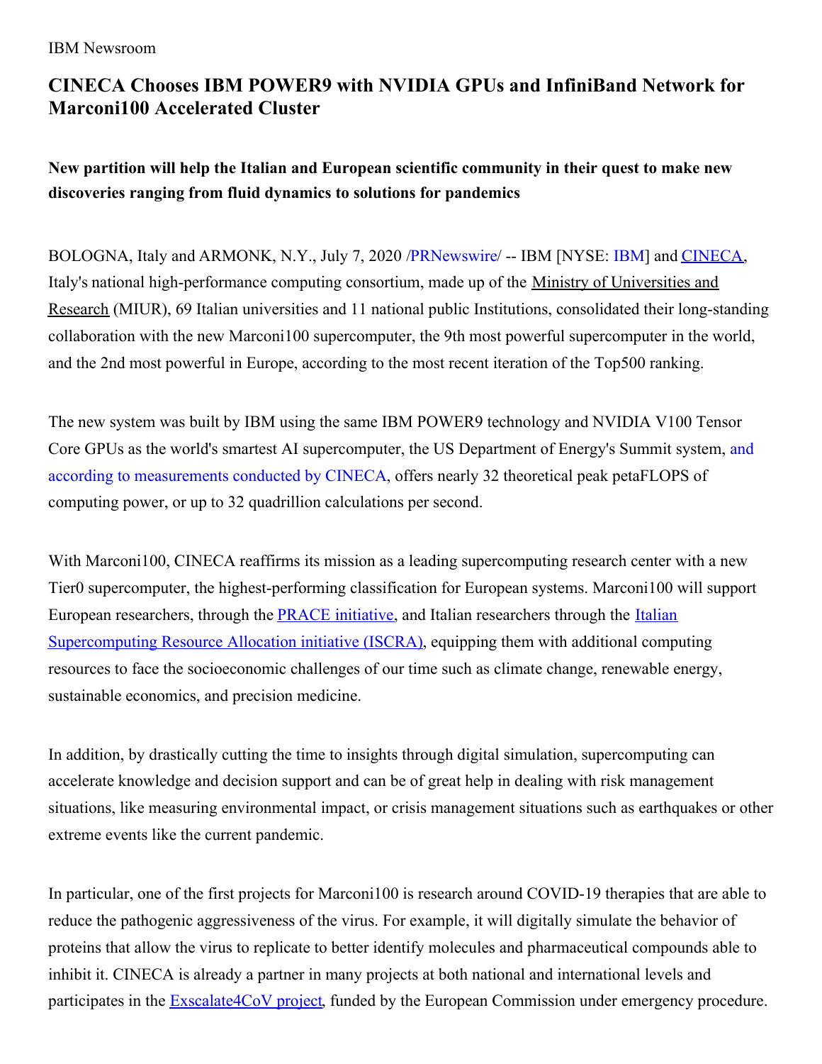IBM Newsroom

# CINECA Chooses IBM POWER9 with NVIDIA GPUs and InfiniBand Network for Marconi100 Accelerated Cluster

**New partition will help the Italian and European scientific community in their quest to make new discoveries ranging from fluid dynamics to solutions for pandemics**

BOLOGNA, Italy and ARMONK, N.Y., July 7, 2020 /PRNewswire/ -- IBM [NYSE: IBM] and CINECA, Italy's national high-performance computing consortium, made up of the Ministry of Universities and Research (MIUR), 69 Italian universities and 11 national public Institutions, consolidated their long-standing collaboration with the new Marconi100 supercomputer, the 9th most powerful supercomputer in the world, and the 2nd most powerful in Europe, according to the most recent iteration of the Top500 ranking.

The new system was built by IBM using the same IBM POWER9 technology and NVIDIA V100 Tensor Core GPUs as the world's smartest AI supercomputer, the US Department of Energy's Summit system, and according to measurements conducted by CINECA, offers nearly 32 theoretical peak petaFLOPS of computing power, or up to 32 quadrillion calculations per second.

With Marconi100, CINECA reaffirms its mission as a leading supercomputing research center with a new Tier0 supercomputer, the highest-performing classification for European systems. Marconi100 will support European researchers, through the PRACE initiative, and Italian researchers through the Italian Supercomputing Resource Allocation initiative (ISCRA), equipping them with additional computing resources to face the socioeconomic challenges of our time such as climate change, renewable energy, sustainable economics, and precision medicine.

In addition, by drastically cutting the time to insights through digital simulation, supercomputing can accelerate knowledge and decision support and can be of great help in dealing with risk management situations, like measuring environmental impact, or crisis management situations such as earthquakes or other extreme events like the current pandemic.

In particular, one of the first projects for Marconi100 is research around COVID-19 therapies that are able to reduce the pathogenic aggressiveness of the virus. For example, it will digitally simulate the behavior of proteins that allow the virus to replicate to better identify molecules and pharmaceutical compounds able to inhibit it. CINECA is already a partner in many projects at both national and international levels and participates in the Exscalate4CoV project, funded by the European Commission under emergency procedure.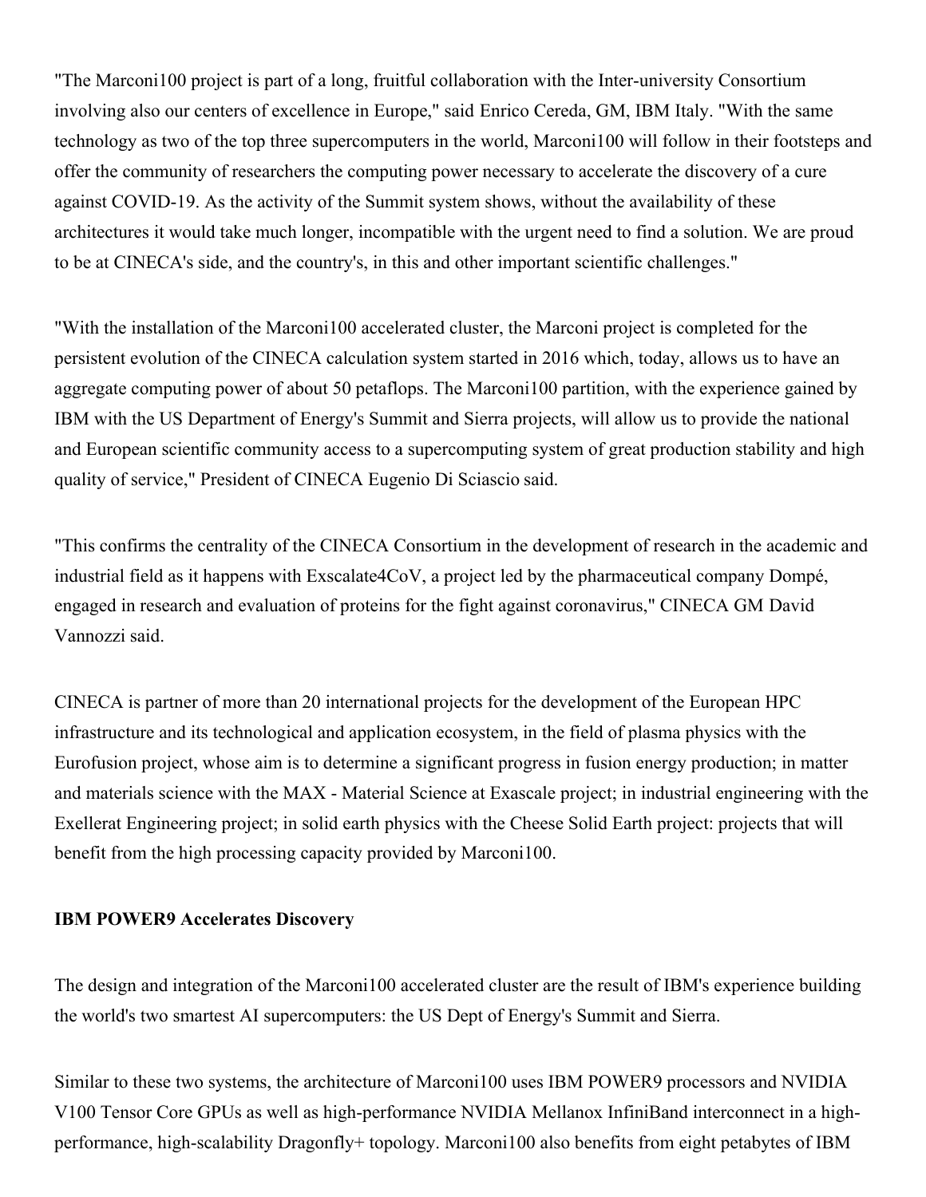"The Marconi100 project is part of a long, fruitful collaboration with the Inter-university Consortium involving also our centers of excellence in Europe," said Enrico Cereda, GM, IBM Italy. "With the same technology as two of the top three supercomputers in the world, Marconi100 will follow in their footsteps and offer the community of researchers the computing power necessary to accelerate the discovery of a cure against COVID-19. As the activity of the Summit system shows, without the availability of these architectures it would take much longer, incompatible with the urgent need to find a solution. We are proud to be at CINECA's side, and the country's, in this and other important scientific challenges."

"With the installation of the Marconi100 accelerated cluster, the Marconi project is completed for the persistent evolution of the CINECA calculation system started in 2016 which, today, allows us to have an aggregate computing power of about 50 petaflops. The Marconi100 partition, with the experience gained by IBM with the US Department of Energy's Summit and Sierra projects, will allow us to provide the national and European scientific community access to a supercomputing system of great production stability and high quality of service," President of CINECA Eugenio Di Sciascio said.

"This confirms the centrality of the CINECA Consortium in the development of research in the academic and industrial field as it happens with Exscalate4CoV, a project led by the pharmaceutical company Dompé, engaged in research and evaluation of proteins for the fight against coronavirus," CINECA GM David Vannozzi said.

CINECA is partner of more than 20 international projects for the development of the European HPC infrastructure and its technological and application ecosystem, in the field of plasma physics with the Eurofusion project, whose aim is to determine a significant progress in fusion energy production; in matter and materials science with the MAX - Material Science at Exascale project; in industrial engineering with the Exellerat Engineering project; in solid earth physics with the Cheese Solid Earth project: projects that will benefit from the high processing capacity provided by Marconi100.

**IBM POWER9 Accelerates Discovery**

The design and integration of the Marconi100 accelerated cluster are the result of IBM's experience building the world's two smartest AI supercomputers: the US Dept of Energy's Summit and Sierra.

Similar to these two systems, the architecture of Marconi100 uses IBM POWER9 processors and NVIDIA V100 Tensor Core GPUs as well as high-performance NVIDIA Mellanox InfiniBand interconnect in a high-performance, high-scalability Dragonfly+ topology. Marconi100 also benefits from eight petabytes of IBM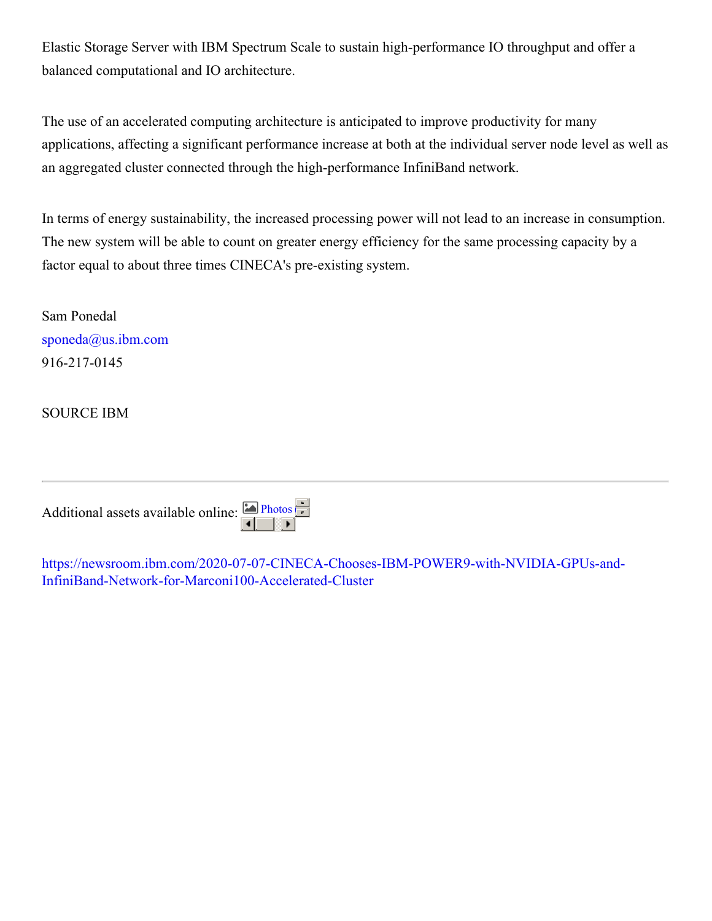Elastic Storage Server with IBM Spectrum Scale to sustain high-performance IO throughput and offer a balanced computational and IO architecture.

The use of an accelerated computing architecture is anticipated to improve productivity for many applications, affecting a significant performance increase at both at the individual server node level as well as an aggregated cluster connected through the high-performance InfiniBand network.

In terms of energy sustainability, the increased processing power will not lead to an increase in consumption. The new system will be able to count on greater energy efficiency for the same processing capacity by a factor equal to about three times CINECA's pre-existing system.

Sam Ponedal
sponeda@us.ibm.com
916-217-0145

SOURCE IBM

---

Additional assets available online: Photos

https://newsroom.ibm.com/2020-07-07-CINECA-Chooses-IBM-POWER9-with-NVIDIA-GPUs-and-InfiniBand-Network-for-Marconi100-Accelerated-Cluster